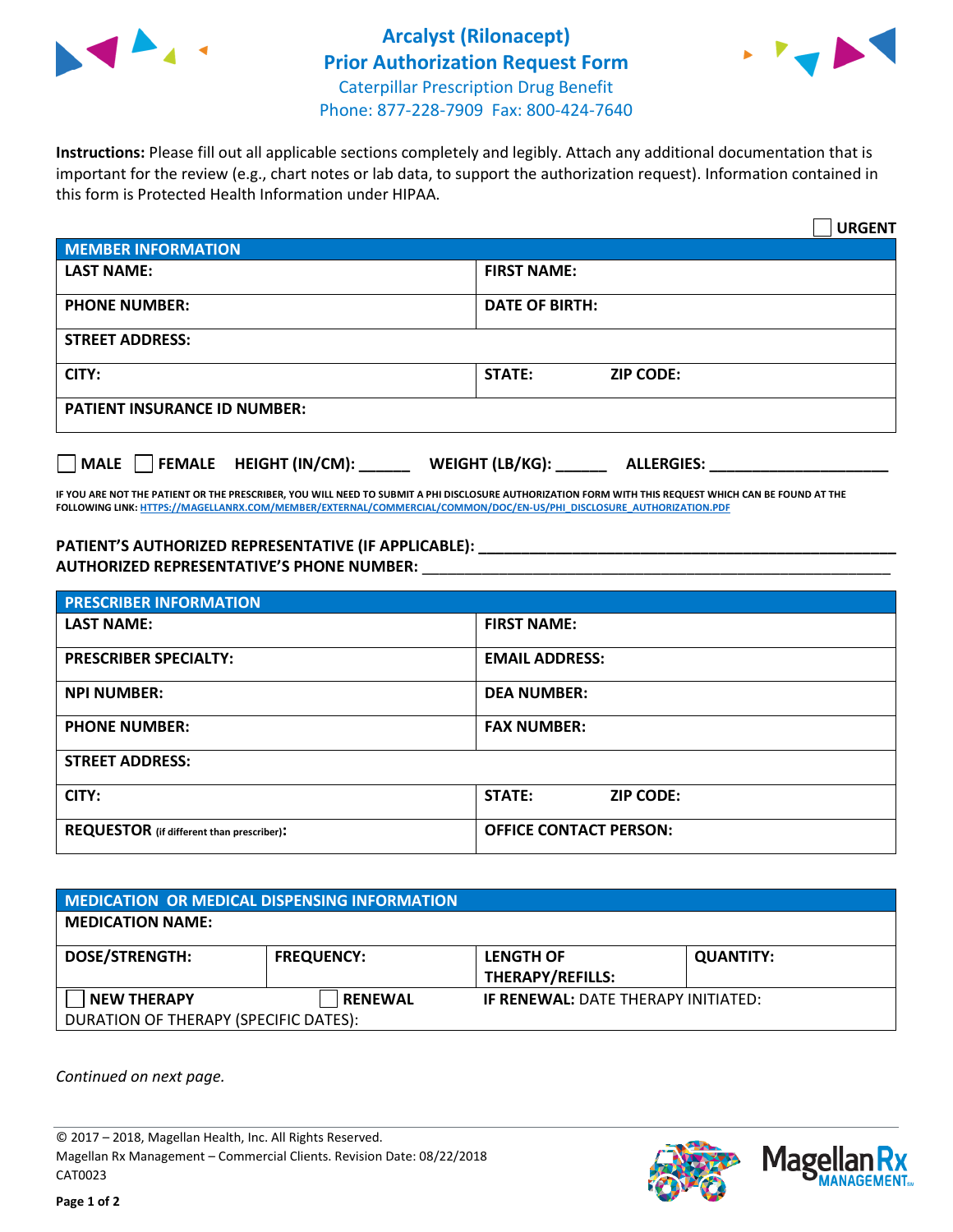# Arcalyst (Rilonacept)
## Prior Authorization Request Form
Caterpillar Prescription Drug Benefit
Phone: 877-228-7909 Fax: 800-424-7640

**Instructions:** Please fill out all applicable sections completely and legibly. Attach any additional documentation that is important for the review (e.g., chart notes or lab data, to support the authorization request). Information contained in this form is Protected Health Information under HIPAA.

☐ **URGENT**

| **MEMBER INFORMATION** | |
|---|---|
| **LAST NAME:** | **FIRST NAME:** |
| **PHONE NUMBER:** | **DATE OF BIRTH:** |
| **STREET ADDRESS:** | |
| **CITY:** | **STATE:** **ZIP CODE:** |
| **PATIENT INSURANCE ID NUMBER:** | |

☐ **MALE** ☐ **FEMALE** **HEIGHT (IN/CM):** ______ **WEIGHT (LB/KG):** ______ **ALLERGIES:** ____________________

**IF YOU ARE NOT THE PATIENT OR THE PRESCRIBER, YOU WILL NEED TO SUBMIT A PHI DISCLOSURE AUTHORIZATION FORM WITH THIS REQUEST WHICH CAN BE FOUND AT THE FOLLOWING LINK: HTTPS://MAGELLANRX.COM/MEMBER/EXTERNAL/COMMERCIAL/COMMON/DOC/EN-US/PHI_DISCLOSURE_AUTHORIZATION.PDF**

**PATIENT'S AUTHORIZED REPRESENTATIVE (IF APPLICABLE):** ____________________________________________
**AUTHORIZED REPRESENTATIVE'S PHONE NUMBER:** ____________________________________________

| **PRESCRIBER INFORMATION** | |
|---|---|
| **LAST NAME:** | **FIRST NAME:** |
| **PRESCRIBER SPECIALTY:** | **EMAIL ADDRESS:** |
| **NPI NUMBER:** | **DEA NUMBER:** |
| **PHONE NUMBER:** | **FAX NUMBER:** |
| **STREET ADDRESS:** | |
| **CITY:** | **STATE:** **ZIP CODE:** |
| **REQUESTOR** (if different than prescriber)**:** | **OFFICE CONTACT PERSON:** |

| **MEDICATION OR MEDICAL DISPENSING INFORMATION** | | | |
|---|---|---|---|
| **MEDICATION NAME:** | | | |
| **DOSE/STRENGTH:** | **FREQUENCY:** | **LENGTH OF THERAPY/REFILLS:** | **QUANTITY:** |
| ☐ **NEW THERAPY** | ☐ **RENEWAL** | **IF RENEWAL:** DATE THERAPY INITIATED: | |
| DURATION OF THERAPY (SPECIFIC DATES): | | | |

*Continued on next page.*

© 2017 – 2018, Magellan Health, Inc. All Rights Reserved.
Magellan Rx Management – Commercial Clients. Revision Date: 08/22/2018
CAT0023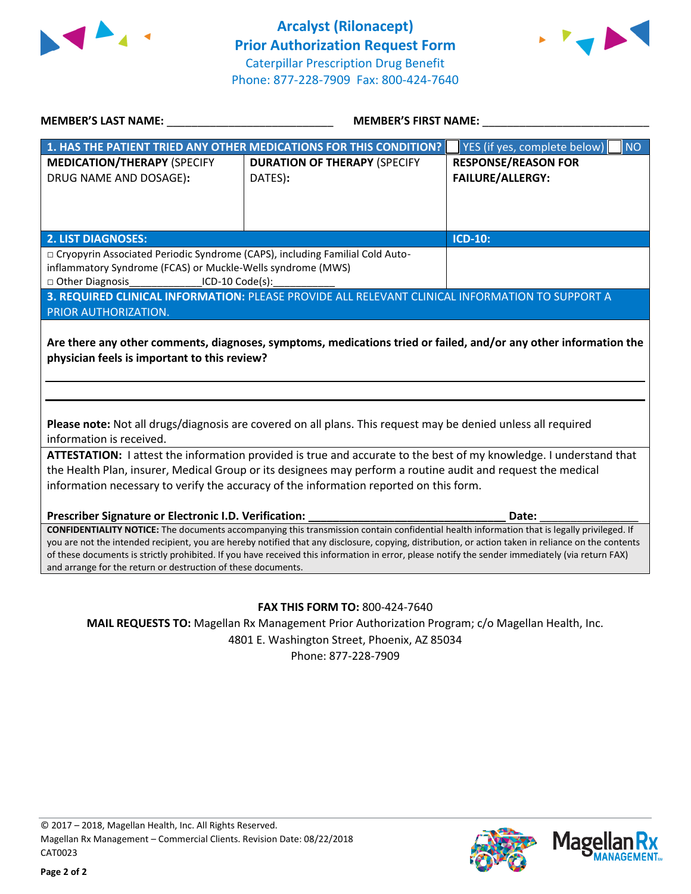# Arcalyst (Rilonacept)
## Prior Authorization Request Form

Caterpillar Prescription Drug Benefit
Phone: 877-228-7909 Fax: 800-424-7640

**MEMBER'S LAST NAME:** ___________________________ **MEMBER'S FIRST NAME:** ___________________________

| **1. HAS THE PATIENT TRIED ANY OTHER MEDICATIONS FOR THIS CONDITION?** | | ☐ YES (if yes, complete below) ☐ NO |
|---|---|---|
| **MEDICATION/THERAPY** (SPECIFY DRUG NAME AND DOSAGE): | **DURATION OF THERAPY** (SPECIFY DATES): | **RESPONSE/REASON FOR FAILURE/ALLERGY:** |
| | | |

| **2. LIST DIAGNOSES:** | **ICD-10:** |
|---|---|
| □ Cryopyrin Associated Periodic Syndrome (CAPS), including Familial Cold Auto-inflammatory Syndrome (FCAS) or Muckle-Wells syndrome (MWS)<br>□ Other Diagnosis_____________ICD-10 Code(s):___________ | |

**3. REQUIRED CLINICAL INFORMATION:** PLEASE PROVIDE ALL RELEVANT CLINICAL INFORMATION TO SUPPORT A PRIOR AUTHORIZATION.

**Are there any other comments, diagnoses, symptoms, medications tried or failed, and/or any other information the physician feels is important to this review?**

_______________________________________________________________________________

_______________________________________________________________________________

**Please note:** Not all drugs/diagnosis are covered on all plans. This request may be denied unless all required information is received.

**ATTESTATION:** I attest the information provided is true and accurate to the best of my knowledge. I understand that the Health Plan, insurer, Medical Group or its designees may perform a routine audit and request the medical information necessary to verify the accuracy of the information reported on this form.

**Prescriber Signature or Electronic I.D. Verification:** ________________________________ **Date:** ________________

**CONFIDENTIALITY NOTICE:** The documents accompanying this transmission contain confidential health information that is legally privileged. If you are not the intended recipient, you are hereby notified that any disclosure, copying, distribution, or action taken in reliance on the contents of these documents is strictly prohibited. If you have received this information in error, please notify the sender immediately (via return FAX) and arrange for the return or destruction of these documents.

**FAX THIS FORM TO:** 800-424-7640

**MAIL REQUESTS TO:** Magellan Rx Management Prior Authorization Program; c/o Magellan Health, Inc.
4801 E. Washington Street, Phoenix, AZ 85034
Phone: 877-228-7909

© 2017 – 2018, Magellan Health, Inc. All Rights Reserved.
Magellan Rx Management – Commercial Clients. Revision Date: 08/22/2018
CAT0023